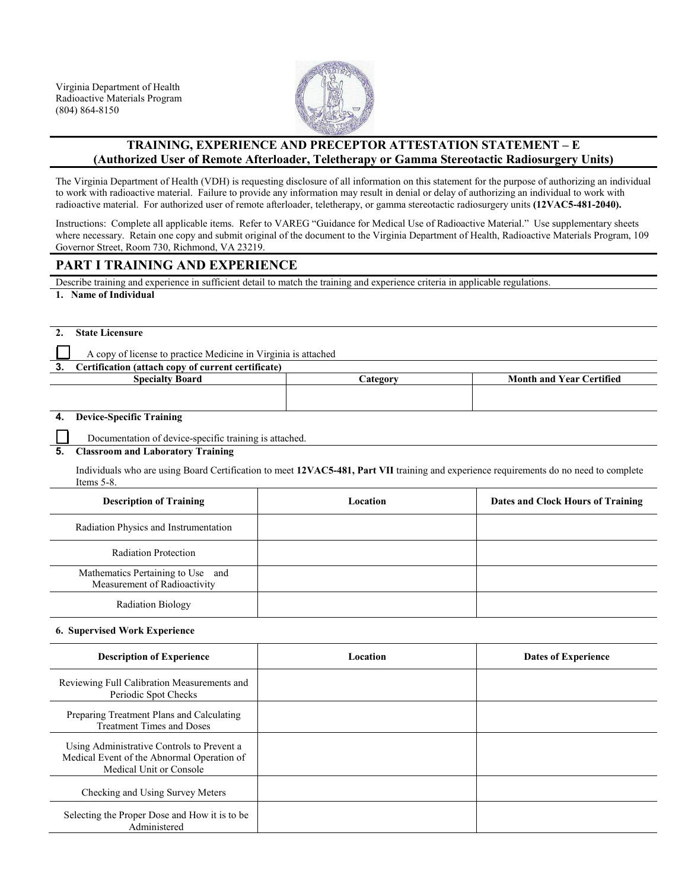Virginia Department of Health
Radioactive Materials Program
(804) 864-8150

## TRAINING, EXPERIENCE AND PRECEPTOR ATTESTATION STATEMENT – E
## (Authorized User of Remote Afterloader, Teletherapy or Gamma Stereotactic Radiosurgery Units)

The Virginia Department of Health (VDH) is requesting disclosure of all information on this statement for the purpose of authorizing an individual to work with radioactive material. Failure to provide any information may result in denial or delay of authorizing an individual to work with radioactive material. For authorized user of remote afterloader, teletherapy, or gamma stereotactic radiosurgery units **(12VAC5-481-2040).**

Instructions: Complete all applicable items. Refer to VAREG "Guidance for Medical Use of Radioactive Material." Use supplementary sheets where necessary. Retain one copy and submit original of the document to the Virginia Department of Health, Radioactive Materials Program, 109 Governor Street, Room 730, Richmond, VA 23219.

## PART I TRAINING AND EXPERIENCE

Describe training and experience in sufficient detail to match the training and experience criteria in applicable regulations.

**1. Name of Individual**

**2. State Licensure**

☐ A copy of license to practice Medicine in Virginia is attached

**3. Certification (attach copy of current certificate)**

| Specialty Board | Category | Month and Year Certified |
|---|---|---|
| | | |

**4. Device-Specific Training**

☐ Documentation of device-specific training is attached.

**5. Classroom and Laboratory Training**

Individuals who are using Board Certification to meet **12VAC5-481, Part VII** training and experience requirements do no need to complete Items 5-8.

| Description of Training | Location | Dates and Clock Hours of Training |
|---|---|---|
| Radiation Physics and Instrumentation | | |
| Radiation Protection | | |
| Mathematics Pertaining to Use and Measurement of Radioactivity | | |
| Radiation Biology | | |

**6. Supervised Work Experience**

| Description of Experience | Location | Dates of Experience |
|---|---|---|
| Reviewing Full Calibration Measurements and Periodic Spot Checks | | |
| Preparing Treatment Plans and Calculating Treatment Times and Doses | | |
| Using Administrative Controls to Prevent a Medical Event of the Abnormal Operation of Medical Unit or Console | | |
| Checking and Using Survey Meters | | |
| Selecting the Proper Dose and How it is to be Administered | | |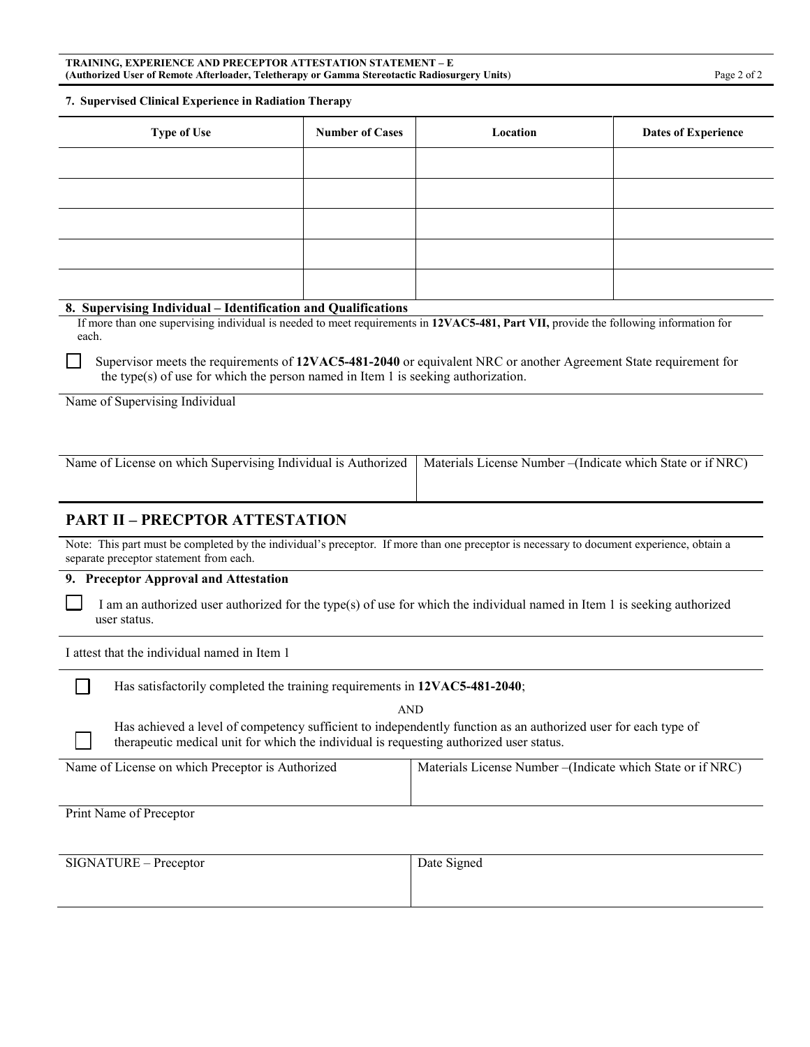**7. Supervised Clinical Experience in Radiation Therapy**

| Type of Use | Number of Cases | Location | Dates of Experience |
| --- | --- | --- | --- |
| | | | |
| | | | |
| | | | |
| | | | |
| | | | |

**8. Supervising Individual – Identification and Qualifications**

If more than one supervising individual is needed to meet requirements in **12VAC5-481, Part VII,** provide the following information for each.

☐ Supervisor meets the requirements of **12VAC5-481-2040** or equivalent NRC or another Agreement State requirement for the type(s) of use for which the person named in Item 1 is seeking authorization.

Name of Supervising Individual

| Name of License on which Supervising Individual is Authorized | Materials License Number –(Indicate which State or if NRC) |
| --- | --- |
| | |

## PART II – PRECPTOR ATTESTATION

Note: This part must be completed by the individual's preceptor. If more than one preceptor is necessary to document experience, obtain a separate preceptor statement from each.

**9. Preceptor Approval and Attestation**

☐ I am an authorized user authorized for the type(s) of use for which the individual named in Item 1 is seeking authorized user status.

I attest that the individual named in Item 1

☐ Has satisfactorily completed the training requirements in **12VAC5-481-2040**;

AND

☐ Has achieved a level of competency sufficient to independently function as an authorized user for each type of therapeutic medical unit for which the individual is requesting authorized user status.

| Name of License on which Preceptor is Authorized | Materials License Number –(Indicate which State or if NRC) |
| --- | --- |
| | |

Print Name of Preceptor

| SIGNATURE – Preceptor | Date Signed |
| --- | --- |
| | |